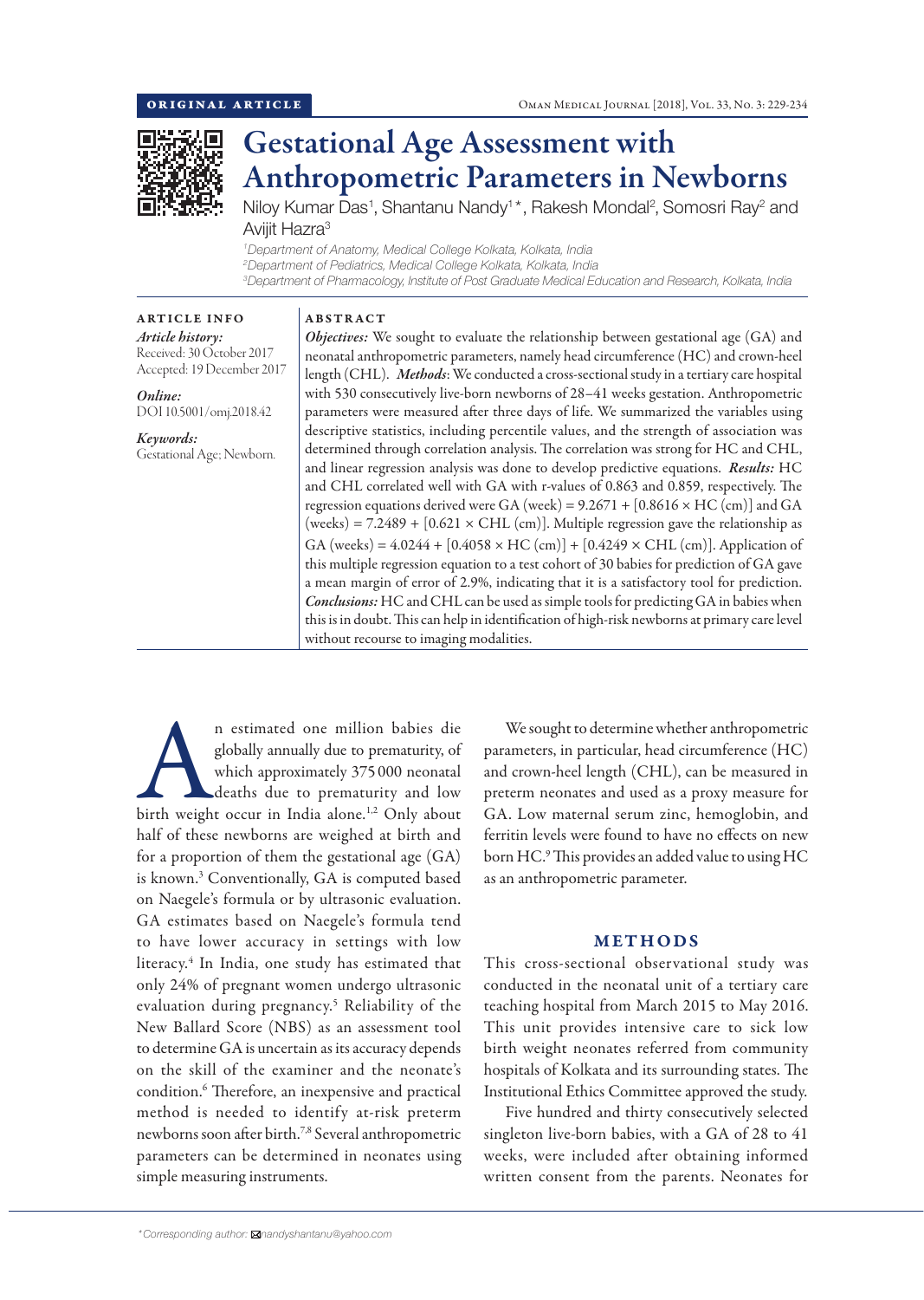ORIGINAL ARTICLE

# Gestational Age Assessment with Anthropometric Parameters in Newborns

Niloy Kumar Das[1], Shantanu Nandy[1]*, Rakesh Mondal[2], Somosri Ray[2] and Avijit Hazra[3]

[1]Department of Anatomy, Medical College Kolkata, Kolkata, India
[2]Department of Pediatrics, Medical College Kolkata, Kolkata, India
[3]Department of Pharmacology, Institute of Post Graduate Medical Education and Research, Kolkata, India

**ARTICLE INFO**

*Article history:*
Received: 30 October 2017
Accepted: 19 December 2017

*Online:*
DOI 10.5001/omj.2018.42

*Keywords:*
Gestational Age; Newborn.

**ABSTRACT**

***Objectives:*** We sought to evaluate the relationship between gestational age (GA) and neonatal anthropometric parameters, namely head circumference (HC) and crown-heel length (CHL). ***Methods***: We conducted a cross-sectional study in a tertiary care hospital with 530 consecutively live-born newborns of 28–41 weeks gestation. Anthropometric parameters were measured after three days of life. We summarized the variables using descriptive statistics, including percentile values, and the strength of association was determined through correlation analysis. The correlation was strong for HC and CHL, and linear regression analysis was done to develop predictive equations. ***Results:*** HC and CHL correlated well with GA with r-values of 0.863 and 0.859, respectively. The regression equations derived were GA (week) = 9.2671 + [0.8616 × HC (cm)] and GA (weeks) = 7.2489 + [0.621 × CHL (cm)]. Multiple regression gave the relationship as GA (weeks) = 4.0244 + [0.4058 × HC (cm)] + [0.4249 × CHL (cm)]. Application of this multiple regression equation to a test cohort of 30 babies for prediction of GA gave a mean margin of error of 2.9%, indicating that it is a satisfactory tool for prediction. ***Conclusions:*** HC and CHL can be used as simple tools for predicting GA in babies when this is in doubt. This can help in identification of high-risk newborns at primary care level without recourse to imaging modalities.

An estimated one million babies die globally annually due to prematurity, of which approximately 375 000 neonatal deaths due to prematurity and low birth weight occur in India alone.[1,2] Only about half of these newborns are weighed at birth and for a proportion of them the gestational age (GA) is known.[3] Conventionally, GA is computed based on Naegele's formula or by ultrasonic evaluation. GA estimates based on Naegele's formula tend to have lower accuracy in settings with low literacy.[4] In India, one study has estimated that only 24% of pregnant women undergo ultrasonic evaluation during pregnancy.[5] Reliability of the New Ballard Score (NBS) as an assessment tool to determine GA is uncertain as its accuracy depends on the skill of the examiner and the neonate's condition.[6] Therefore, an inexpensive and practical method is needed to identify at-risk preterm newborns soon after birth.[7,8] Several anthropometric parameters can be determined in neonates using simple measuring instruments.

We sought to determine whether anthropometric parameters, in particular, head circumference (HC) and crown-heel length (CHL), can be measured in preterm neonates and used as a proxy measure for GA. Low maternal serum zinc, hemoglobin, and ferritin levels were found to have no effects on new born HC.[9] This provides an added value to using HC as an anthropometric parameter.

## METHODS

This cross-sectional observational study was conducted in the neonatal unit of a tertiary care teaching hospital from March 2015 to May 2016. This unit provides intensive care to sick low birth weight neonates referred from community hospitals of Kolkata and its surrounding states. The Institutional Ethics Committee approved the study.

Five hundred and thirty consecutively selected singleton live-born babies, with a GA of 28 to 41 weeks, were included after obtaining informed written consent from the parents. Neonates for

*Corresponding author: nandyshantanu@yahoo.com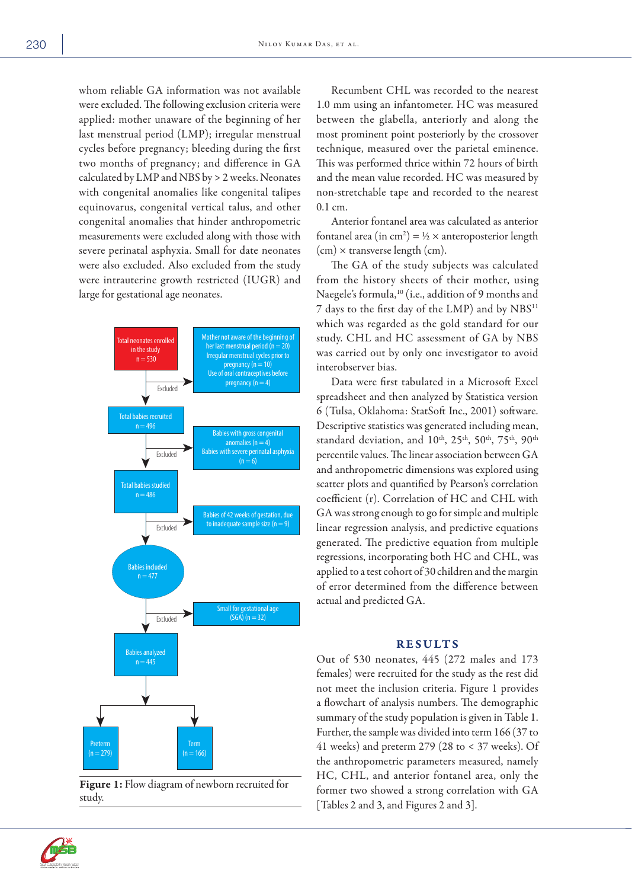whom reliable GA information was not available were excluded. The following exclusion criteria were applied: mother unaware of the beginning of her last menstrual period (LMP); irregular menstrual cycles before pregnancy; bleeding during the first two months of pregnancy; and difference in GA calculated by LMP and NBS by > 2 weeks. Neonates with congenital anomalies like congenital talipes equinovarus, congenital vertical talus, and other congenital anomalies that hinder anthropometric measurements were excluded along with those with severe perinatal asphyxia. Small for date neonates were also excluded. Also excluded from the study were intrauterine growth restricted (IUGR) and large for gestational age neonates.

Total neonates enrolled in the study n = 530

Excluded: Mother not aware of the beginning of her last menstrual period (n = 20); Irregular menstrual cycles prior to pregnancy (n = 10); Use of oral contraceptives before pregnancy (n = 4)

Total babies recruited n = 496

Excluded: Babies with gross congenital anomalies (n = 4); Babies with severe perinatal asphyxia (n = 6)

Total babies studied n = 486

Excluded: Babies of 42 weeks of gestation, due to inadequate sample size (n = 9)

Babies included n = 477

Excluded: Small for gestational age (SGA) (n = 32)

Babies analyzed n = 445

Preterm (n = 279) | Term (n = 166)

**Figure 1:** Flow diagram of newborn recruited for study.

Recumbent CHL was recorded to the nearest 1.0 mm using an infantometer. HC was measured between the glabella, anteriorly and along the most prominent point posteriorly by the crossover technique, measured over the parietal eminence. This was performed thrice within 72 hours of birth and the mean value recorded. HC was measured by non-stretchable tape and recorded to the nearest 0.1 cm.

Anterior fontanel area was calculated as anterior fontanel area (in $cm^2$) = ½ × anteroposterior length (cm) × transverse length (cm).

The GA of the study subjects was calculated from the history sheets of their mother, using Naegele's formula,[10] (i.e., addition of 9 months and 7 days to the first day of the LMP) and by NBS[11] which was regarded as the gold standard for our study. CHL and HC assessment of GA by NBS was carried out by only one investigator to avoid interobserver bias.

Data were first tabulated in a Microsoft Excel spreadsheet and then analyzed by Statistica version 6 (Tulsa, Oklahoma: StatSoft Inc., 2001) software. Descriptive statistics was generated including mean, standard deviation, and 10th, 25th, 50th, 75th, 90th percentile values. The linear association between GA and anthropometric dimensions was explored using scatter plots and quantified by Pearson's correlation coefficient (r). Correlation of HC and CHL with GA was strong enough to go for simple and multiple linear regression analysis, and predictive equations generated. The predictive equation from multiple regressions, incorporating both HC and CHL, was applied to a test cohort of 30 children and the margin of error determined from the difference between actual and predicted GA.

## RESULTS

Out of 530 neonates, 445 (272 males and 173 females) were recruited for the study as the rest did not meet the inclusion criteria. Figure 1 provides a flowchart of analysis numbers. The demographic summary of the study population is given in Table 1. Further, the sample was divided into term 166 (37 to 41 weeks) and preterm 279 (28 to < 37 weeks). Of the anthropometric parameters measured, namely HC, CHL, and anterior fontanel area, only the former two showed a strong correlation with GA [Tables 2 and 3, and Figures 2 and 3].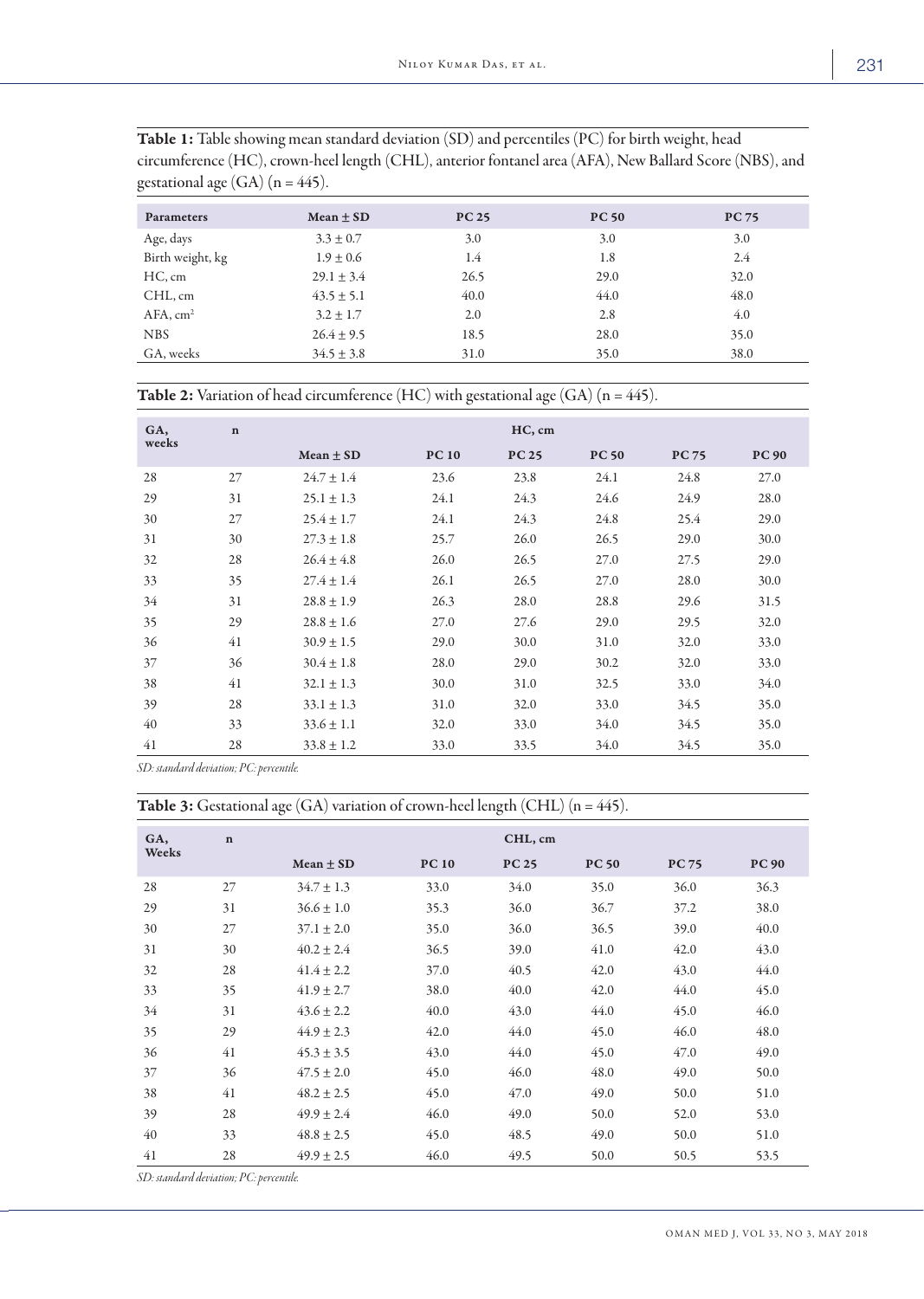**Table 1:** Table showing mean standard deviation (SD) and percentiles (PC) for birth weight, head circumference (HC), crown-heel length (CHL), anterior fontanel area (AFA), New Ballard Score (NBS), and gestational age (GA) (n = 445).

| Parameters | Mean ± SD | PC 25 | PC 50 | PC 75 |
|---|---|---|---|---|
| Age, days | 3.3 ± 0.7 | 3.0 | 3.0 | 3.0 |
| Birth weight, kg | 1.9 ± 0.6 | 1.4 | 1.8 | 2.4 |
| HC, cm | 29.1 ± 3.4 | 26.5 | 29.0 | 32.0 |
| CHL, cm | 43.5 ± 5.1 | 40.0 | 44.0 | 48.0 |
| AFA, $cm^2$ | 3.2 ± 1.7 | 2.0 | 2.8 | 4.0 |
| NBS | 26.4 ± 9.5 | 18.5 | 28.0 | 35.0 |
| GA, weeks | 34.5 ± 3.8 | 31.0 | 35.0 | 38.0 |

**Table 2:** Variation of head circumference (HC) with gestational age (GA) (n = 445).

| GA, weeks | n | HC, cm | | | | | |
|---|---|---|---|---|---|---|---|
| | | Mean ± SD | PC 10 | PC 25 | PC 50 | PC 75 | PC 90 |
| 28 | 27 | 24.7 ± 1.4 | 23.6 | 23.8 | 24.1 | 24.8 | 27.0 |
| 29 | 31 | 25.1 ± 1.3 | 24.1 | 24.3 | 24.6 | 24.9 | 28.0 |
| 30 | 27 | 25.4 ± 1.7 | 24.1 | 24.3 | 24.8 | 25.4 | 29.0 |
| 31 | 30 | 27.3 ± 1.8 | 25.7 | 26.0 | 26.5 | 29.0 | 30.0 |
| 32 | 28 | 26.4 ± 4.8 | 26.0 | 26.5 | 27.0 | 27.5 | 29.0 |
| 33 | 35 | 27.4 ± 1.4 | 26.1 | 26.5 | 27.0 | 28.0 | 30.0 |
| 34 | 31 | 28.8 ± 1.9 | 26.3 | 28.0 | 28.8 | 29.6 | 31.5 |
| 35 | 29 | 28.8 ± 1.6 | 27.0 | 27.6 | 29.0 | 29.5 | 32.0 |
| 36 | 41 | 30.9 ± 1.5 | 29.0 | 30.0 | 31.0 | 32.0 | 33.0 |
| 37 | 36 | 30.4 ± 1.8 | 28.0 | 29.0 | 30.2 | 32.0 | 33.0 |
| 38 | 41 | 32.1 ± 1.3 | 30.0 | 31.0 | 32.5 | 33.0 | 34.0 |
| 39 | 28 | 33.1 ± 1.3 | 31.0 | 32.0 | 33.0 | 34.5 | 35.0 |
| 40 | 33 | 33.6 ± 1.1 | 32.0 | 33.0 | 34.0 | 34.5 | 35.0 |
| 41 | 28 | 33.8 ± 1.2 | 33.0 | 33.5 | 34.0 | 34.5 | 35.0 |

*SD: standard deviation; PC: percentile.*

**Table 3:** Gestational age (GA) variation of crown-heel length (CHL) (n = 445).

| GA, Weeks | n | CHL, cm | | | | | |
|---|---|---|---|---|---|---|---|
| | | Mean ± SD | PC 10 | PC 25 | PC 50 | PC 75 | PC 90 |
| 28 | 27 | 34.7 ± 1.3 | 33.0 | 34.0 | 35.0 | 36.0 | 36.3 |
| 29 | 31 | 36.6 ± 1.0 | 35.3 | 36.0 | 36.7 | 37.2 | 38.0 |
| 30 | 27 | 37.1 ± 2.0 | 35.0 | 36.0 | 36.5 | 39.0 | 40.0 |
| 31 | 30 | 40.2 ± 2.4 | 36.5 | 39.0 | 41.0 | 42.0 | 43.0 |
| 32 | 28 | 41.4 ± 2.2 | 37.0 | 40.5 | 42.0 | 43.0 | 44.0 |
| 33 | 35 | 41.9 ± 2.7 | 38.0 | 40.0 | 42.0 | 44.0 | 45.0 |
| 34 | 31 | 43.6 ± 2.2 | 40.0 | 43.0 | 44.0 | 45.0 | 46.0 |
| 35 | 29 | 44.9 ± 2.3 | 42.0 | 44.0 | 45.0 | 46.0 | 48.0 |
| 36 | 41 | 45.3 ± 3.5 | 43.0 | 44.0 | 45.0 | 47.0 | 49.0 |
| 37 | 36 | 47.5 ± 2.0 | 45.0 | 46.0 | 48.0 | 49.0 | 50.0 |
| 38 | 41 | 48.2 ± 2.5 | 45.0 | 47.0 | 49.0 | 50.0 | 51.0 |
| 39 | 28 | 49.9 ± 2.4 | 46.0 | 49.0 | 50.0 | 52.0 | 53.0 |
| 40 | 33 | 48.8 ± 2.5 | 45.0 | 48.5 | 49.0 | 50.0 | 51.0 |
| 41 | 28 | 49.9 ± 2.5 | 46.0 | 49.5 | 50.0 | 50.5 | 53.5 |

*SD: standard deviation; PC: percentile.*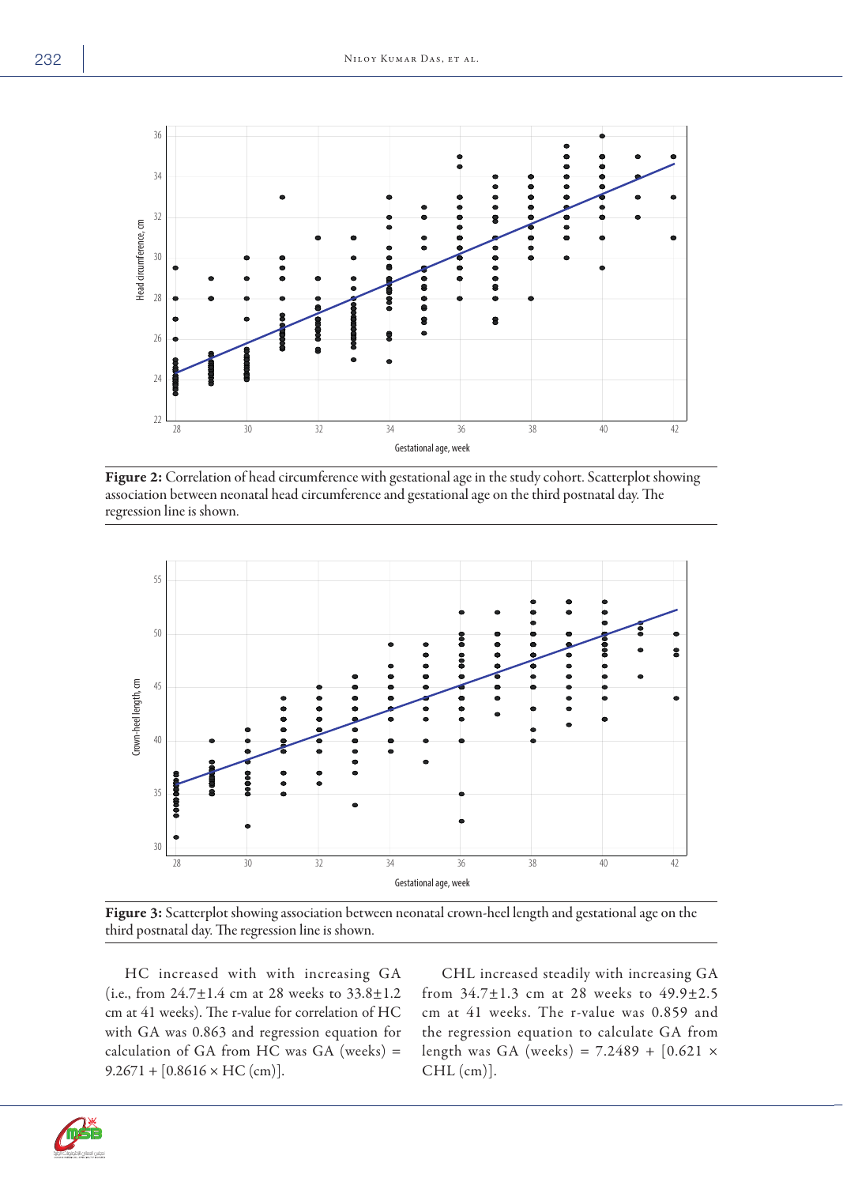**Figure 2:** Correlation of head circumference with gestational age in the study cohort. Scatterplot showing association between neonatal head circumference and gestational age on the third postnatal day. The regression line is shown.

**Figure 3:** Scatterplot showing association between neonatal crown-heel length and gestational age on the third postnatal day. The regression line is shown.

HC increased with with increasing GA (i.e., from 24.7±1.4 cm at 28 weeks to 33.8±1.2 cm at 41 weeks). The r-value for correlation of HC with GA was 0.863 and regression equation for calculation of GA from HC was GA (weeks) = 9.2671 + [0.8616 × HC (cm)].

CHL increased steadily with increasing GA from 34.7±1.3 cm at 28 weeks to 49.9±2.5 cm at 41 weeks. The r-value was 0.859 and the regression equation to calculate GA from length was GA (weeks) = 7.2489 + [0.621 × CHL (cm)].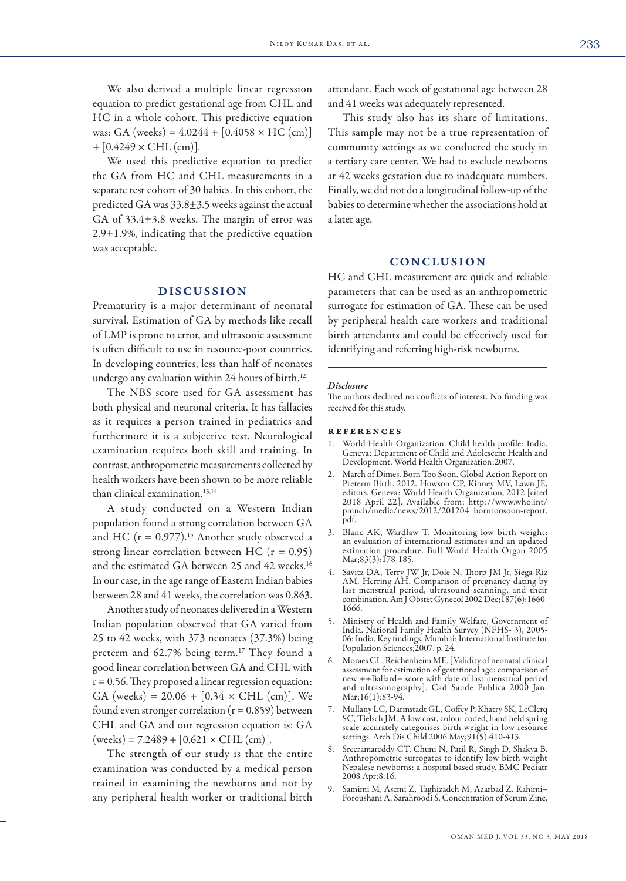We also derived a multiple linear regression equation to predict gestational age from CHL and HC in a whole cohort. This predictive equation was: GA (weeks) = 4.0244 + [0.4058 × HC (cm)] + [0.4249 × CHL (cm)].

We used this predictive equation to predict the GA from HC and CHL measurements in a separate test cohort of 30 babies. In this cohort, the predicted GA was 33.8±3.5 weeks against the actual GA of 33.4±3.8 weeks. The margin of error was 2.9±1.9%, indicating that the predictive equation was acceptable.

## DISCUSSION

Prematurity is a major determinant of neonatal survival. Estimation of GA by methods like recall of LMP is prone to error, and ultrasonic assessment is often difficult to use in resource-poor countries. In developing countries, less than half of neonates undergo any evaluation within 24 hours of birth.[12]

The NBS score used for GA assessment has both physical and neuronal criteria. It has fallacies as it requires a person trained in pediatrics and furthermore it is a subjective test. Neurological examination requires both skill and training. In contrast, anthropometric measurements collected by health workers have been shown to be more reliable than clinical examination.[13,14]

A study conducted on a Western Indian population found a strong correlation between GA and HC ($r = 0.977$).[15] Another study observed a strong linear correlation between HC ($r = 0.95$) and the estimated GA between 25 and 42 weeks.[16] In our case, in the age range of Eastern Indian babies between 28 and 41 weeks, the correlation was 0.863.

Another study of neonates delivered in a Western Indian population observed that GA varied from 25 to 42 weeks, with 373 neonates (37.3%) being preterm and 62.7% being term.[17] They found a good linear correlation between GA and CHL with $r = 0.56$. They proposed a linear regression equation: GA (weeks) = 20.06 + [0.34 × CHL (cm)]. We found even stronger correlation ($r = 0.859$) between CHL and GA and our regression equation is: GA (weeks) = 7.2489 + [0.621 × CHL (cm)].

The strength of our study is that the entire examination was conducted by a medical person trained in examining the newborns and not by any peripheral health worker or traditional birth attendant. Each week of gestational age between 28 and 41 weeks was adequately represented.

This study also has its share of limitations. This sample may not be a true representation of community settings as we conducted the study in a tertiary care center. We had to exclude newborns at 42 weeks gestation due to inadequate numbers. Finally, we did not do a longitudinal follow-up of the babies to determine whether the associations hold at a later age.

## CONCLUSION

HC and CHL measurement are quick and reliable parameters that can be used as an anthropometric surrogate for estimation of GA. These can be used by peripheral health care workers and traditional birth attendants and could be effectively used for identifying and referring high-risk newborns.

### *Disclosure*

The authors declared no conflicts of interest. No funding was received for this study.

## REFERENCES

1. World Health Organization. Child health profile: India. Geneva: Department of Child and Adolescent Health and Development, World Health Organization;2007.
2. March of Dimes. Born Too Soon. Global Action Report on Preterm Birth. 2012. Howson CP, Kinney MV, Lawn JE, editors. Geneva: World Health Organization, 2012 [cited 2018 April 22]. Available from: http://www.who.int/pmnch/media/news/2012/201204_borntoosoon-report.pdf.
3. Blanc AK, Wardlaw T. Monitoring low birth weight: an evaluation of international estimates and an updated estimation procedure. Bull World Health Organ 2005 Mar;83(3):178-185.
4. Savitz DA, Terry JW Jr, Dole N, Thorp JM Jr, Siega-Riz AM, Herring AH. Comparison of pregnancy dating by last menstrual period, ultrasound scanning, and their combination. Am J Obstet Gynecol 2002 Dec;187(6):1660-1666.
5. Ministry of Health and Family Welfare, Government of India. National Family Health Survey (NFHS- 3), 2005-06: India. Key findings. Mumbai: International Institute for Population Sciences;2007. p. 24.
6. Moraes CL, Reichenheim ME. [Validity of neonatal clinical assessment for estimation of gestational age: comparison of new ++Ballard+ score with date of last menstrual period and ultrasonography]. Cad Saude Publica 2000 Jan-Mar;16(1):83-94.
7. Mullany LC, Darmstadt GL, Coffey P, Khatry SK, LeClerq SC, Tielsch JM. A low cost, colour coded, hand held spring scale accurately categorises birth weight in low resource settings. Arch Dis Child 2006 May;91(5):410-413.
8. Sreeramareddy CT, Chuni N, Patil R, Singh D, Shakya B. Anthropometric surrogates to identify low birth weight Nepalese newborns: a hospital-based study. BMC Pediatr 2008 Apr;8:16.
9. Samimi M, Asemi Z, Taghizadeh M, Azarbad Z. Rahimi–Foroushani A, Sarahroodi S. Concentration of Serum Zinc,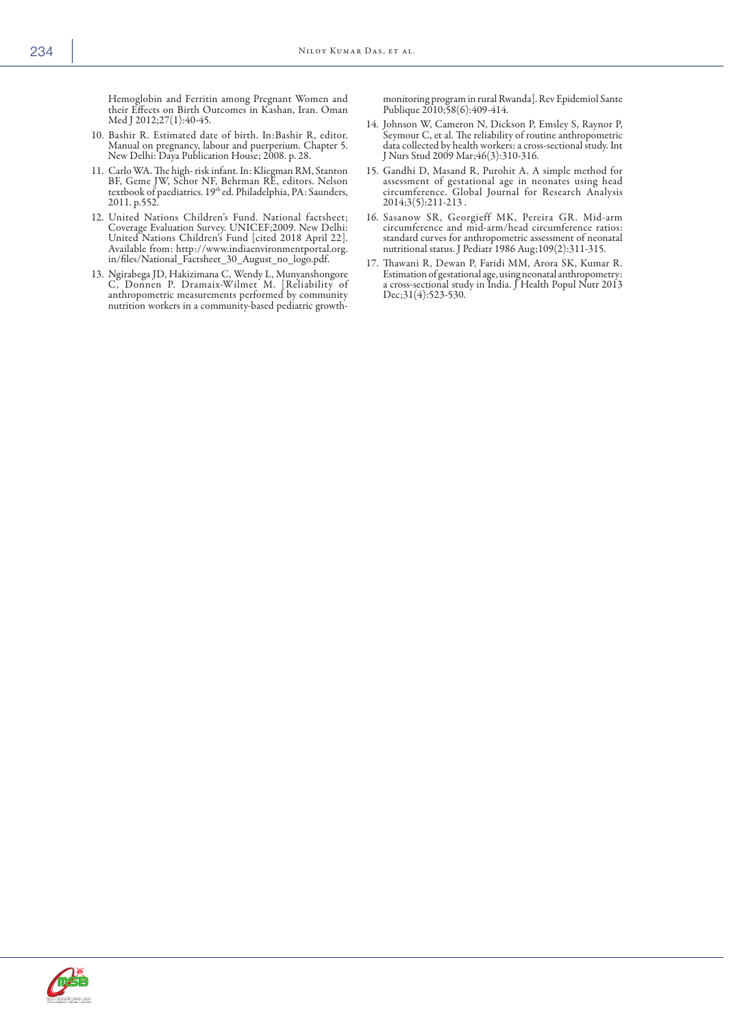Hemoglobin and Ferritin among Pregnant Women and their Effects on Birth Outcomes in Kashan, Iran. Oman Med J 2012;27(1):40-45.

10. Bashir R. Estimated date of birth. In:Bashir R, editor. Manual on pregnancy, labour and puerperium. Chapter 5. New Delhi: Daya Publication House; 2008. p. 28.
11. Carlo WA. The high- risk infant. In: Kliegman RM, Stanton BF, Geme JW, Schor NF, Behrman RE, editors. Nelson textbook of paediatrics. 19th ed. Philadelphia, PA: Saunders, 2011. p.552.
12. United Nations Children's Fund. National factsheet; Coverage Evaluation Survey. UNICEF;2009. New Delhi: United Nations Children's Fund [cited 2018 April 22]. Available from: http://www.indiaenvironmentportal.org.in/files/National_Factsheet_30_August_no_logo.pdf.
13. Ngirabega JD, Hakizimana C, Wendy L, Munyanshongore C, Donnen P. Dramaix-Wilmet M. [Reliability of anthropometric measurements performed by community nutrition workers in a community-based pediatric growth-monitoring program in rural Rwanda]. Rev Epidemiol Sante Publique 2010;58(6):409-414.
14. Johnson W, Cameron N, Dickson P, Emsley S, Raynor P, Seymour C, et al. The reliability of routine anthropometric data collected by health workers: a cross-sectional study. Int J Nurs Stud 2009 Mar;46(3):310-316.
15. Gandhi D, Masand R, Purohit A. A simple method for assessment of gestational age in neonates using head circumference. Global Journal for Research Analysis 2014;3(5):211-213 .
16. Sasanow SR, Georgieff MK, Pereira GR. Mid-arm circumference and mid-arm/head circumference ratios: standard curves for anthropometric assessment of neonatal nutritional status. J Pediatr 1986 Aug;109(2):311-315.
17. Thawani R, Dewan P, Faridi MM, Arora SK, Kumar R. Estimation of gestational age, using neonatal anthropometry: a cross-sectional study in India. J Health Popul Nutr 2013 Dec;31(4):523-530.